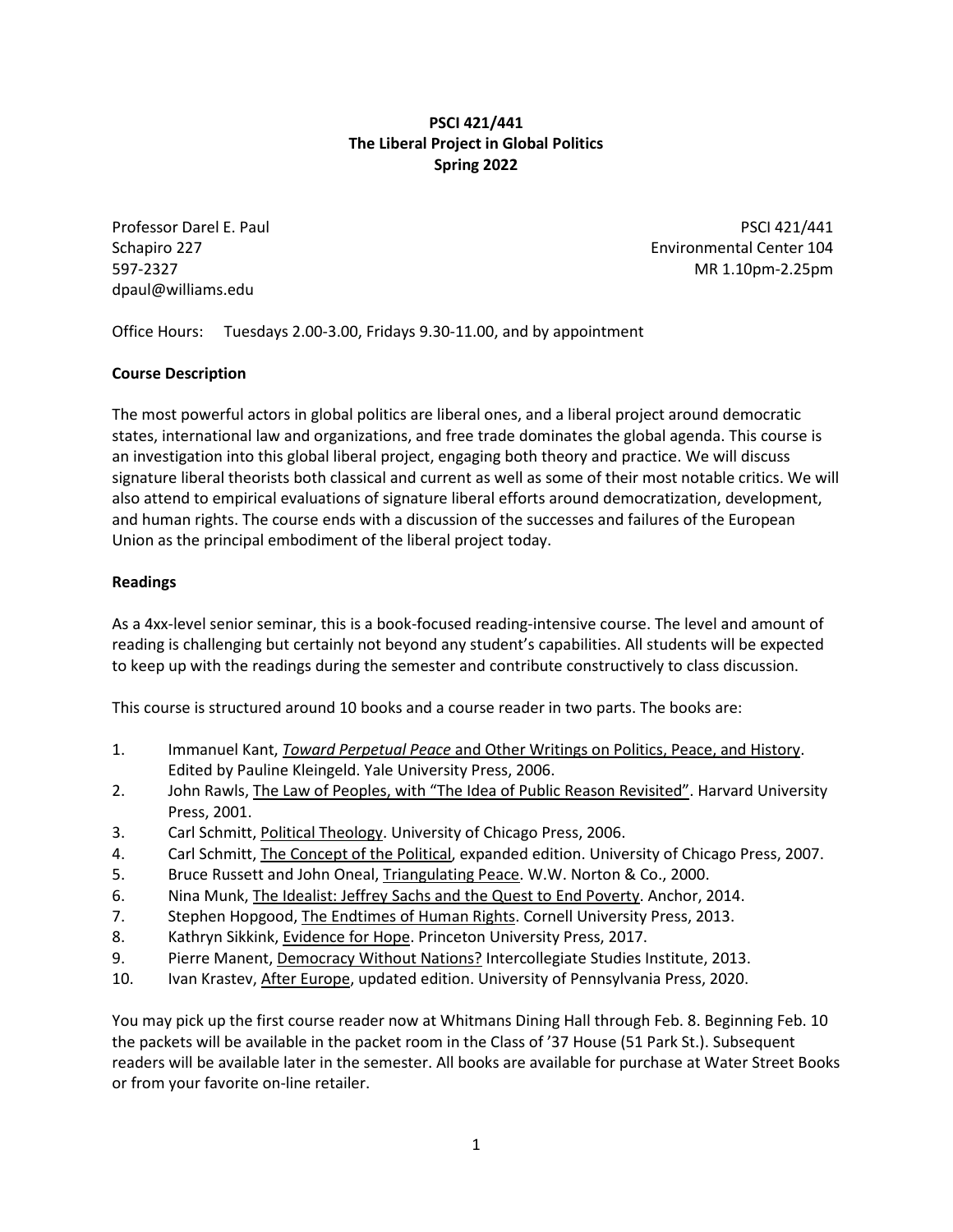**PSCI 421/441**
**The Liberal Project in Global Politics**
**Spring 2022**

Professor Darel E. Paul
Schapiro 227
597-2327
dpaul@williams.edu

PSCI 421/441
Environmental Center 104
MR 1.10pm-2.25pm

Office Hours: Tuesdays 2.00-3.00, Fridays 9.30-11.00, and by appointment

## Course Description

The most powerful actors in global politics are liberal ones, and a liberal project around democratic states, international law and organizations, and free trade dominates the global agenda. This course is an investigation into this global liberal project, engaging both theory and practice. We will discuss signature liberal theorists both classical and current as well as some of their most notable critics. We will also attend to empirical evaluations of signature liberal efforts around democratization, development, and human rights. The course ends with a discussion of the successes and failures of the European Union as the principal embodiment of the liberal project today.

## Readings

As a 4xx-level senior seminar, this is a book-focused reading-intensive course. The level and amount of reading is challenging but certainly not beyond any student's capabilities. All students will be expected to keep up with the readings during the semester and contribute constructively to class discussion.

This course is structured around 10 books and a course reader in two parts. The books are:

1. Immanuel Kant, *Toward Perpetual Peace* and Other Writings on Politics, Peace, and History. Edited by Pauline Kleingeld. Yale University Press, 2006.
2. John Rawls, The Law of Peoples, with "The Idea of Public Reason Revisited". Harvard University Press, 2001.
3. Carl Schmitt, Political Theology. University of Chicago Press, 2006.
4. Carl Schmitt, The Concept of the Political, expanded edition. University of Chicago Press, 2007.
5. Bruce Russett and John Oneal, Triangulating Peace. W.W. Norton & Co., 2000.
6. Nina Munk, The Idealist: Jeffrey Sachs and the Quest to End Poverty. Anchor, 2014.
7. Stephen Hopgood, The Endtimes of Human Rights. Cornell University Press, 2013.
8. Kathryn Sikkink, Evidence for Hope. Princeton University Press, 2017.
9. Pierre Manent, Democracy Without Nations? Intercollegiate Studies Institute, 2013.
10. Ivan Krastev, After Europe, updated edition. University of Pennsylvania Press, 2020.

You may pick up the first course reader now at Whitmans Dining Hall through Feb. 8. Beginning Feb. 10 the packets will be available in the packet room in the Class of '37 House (51 Park St.). Subsequent readers will be available later in the semester. All books are available for purchase at Water Street Books or from your favorite on-line retailer.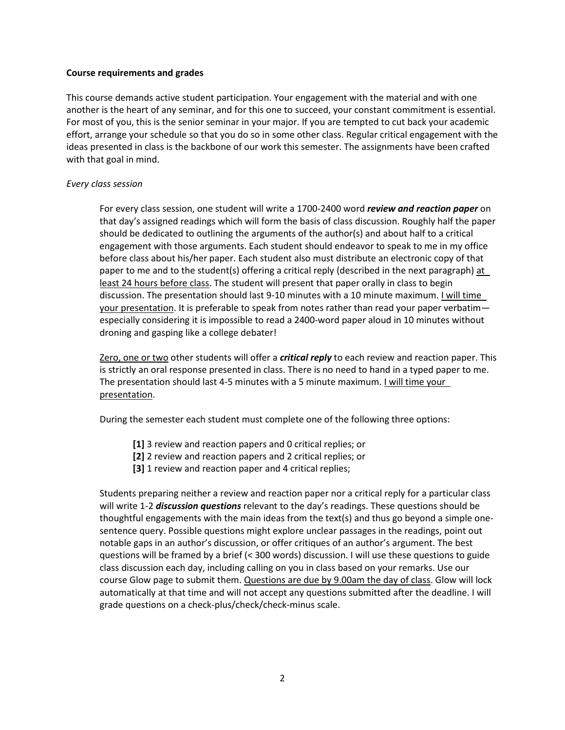**Course requirements and grades**

This course demands active student participation. Your engagement with the material and with one another is the heart of any seminar, and for this one to succeed, your constant commitment is essential. For most of you, this is the senior seminar in your major. If you are tempted to cut back your academic effort, arrange your schedule so that you do so in some other class. Regular critical engagement with the ideas presented in class is the backbone of our work this semester. The assignments have been crafted with that goal in mind.

*Every class session*

For every class session, one student will write a 1700-2400 word ***review and reaction paper*** on that day's assigned readings which will form the basis of class discussion. Roughly half the paper should be dedicated to outlining the arguments of the author(s) and about half to a critical engagement with those arguments. Each student should endeavor to speak to me in my office before class about his/her paper. Each student also must distribute an electronic copy of that paper to me and to the student(s) offering a critical reply (described in the next paragraph) <u>at least 24 hours before class</u>. The student will present that paper orally in class to begin discussion. The presentation should last 9-10 minutes with a 10 minute maximum. <u>I will time your presentation</u>. It is preferable to speak from notes rather than read your paper verbatim—especially considering it is impossible to read a 2400-word paper aloud in 10 minutes without droning and gasping like a college debater!

<u>Zero, one or two</u> other students will offer a ***critical reply*** to each review and reaction paper. This is strictly an oral response presented in class. There is no need to hand in a typed paper to me. The presentation should last 4-5 minutes with a 5 minute maximum. <u>I will time your presentation</u>.

During the semester each student must complete one of the following three options:

- **[1]** 3 review and reaction papers and 0 critical replies; or
- **[2]** 2 review and reaction papers and 2 critical replies; or
- **[3]** 1 review and reaction paper and 4 critical replies;

Students preparing neither a review and reaction paper nor a critical reply for a particular class will write 1-2 ***discussion questions*** relevant to the day's readings. These questions should be thoughtful engagements with the main ideas from the text(s) and thus go beyond a simple one-sentence query. Possible questions might explore unclear passages in the readings, point out notable gaps in an author's discussion, or offer critiques of an author's argument. The best questions will be framed by a brief (< 300 words) discussion. I will use these questions to guide class discussion each day, including calling on you in class based on your remarks. Use our course Glow page to submit them. <u>Questions are due by 9.00am the day of class</u>. Glow will lock automatically at that time and will not accept any questions submitted after the deadline. I will grade questions on a check-plus/check/check-minus scale.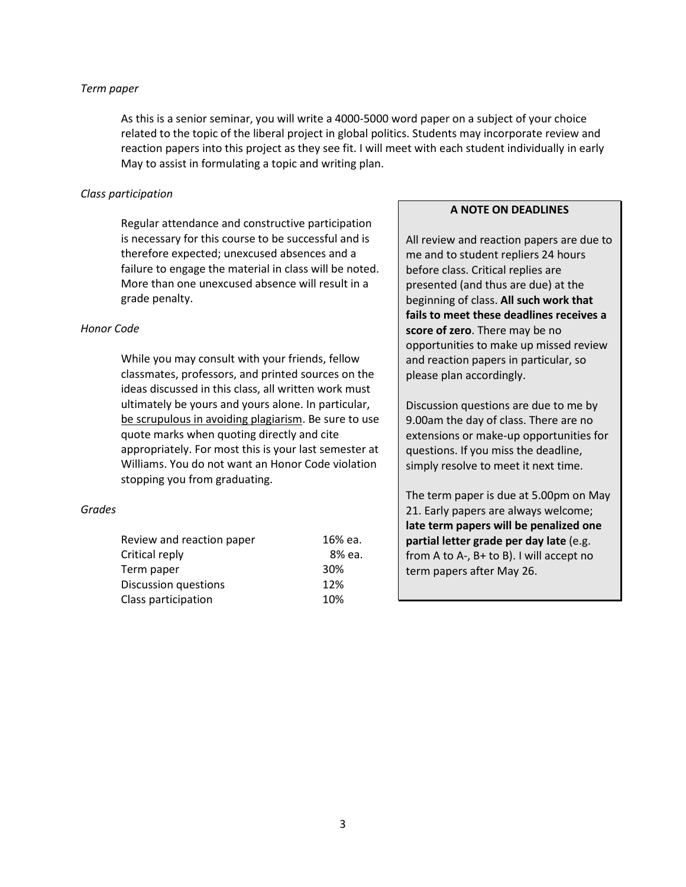*Term paper*

As this is a senior seminar, you will write a 4000-5000 word paper on a subject of your choice related to the topic of the liberal project in global politics. Students may incorporate review and reaction papers into this project as they see fit. I will meet with each student individually in early May to assist in formulating a topic and writing plan.

*Class participation*

Regular attendance and constructive participation is necessary for this course to be successful and is therefore expected; unexcused absences and a failure to engage the material in class will be noted. More than one unexcused absence will result in a grade penalty.

*Honor Code*

While you may consult with your friends, fellow classmates, professors, and printed sources on the ideas discussed in this class, all written work must ultimately be yours and yours alone. In particular, be scrupulous in avoiding plagiarism. Be sure to use quote marks when quoting directly and cite appropriately. For most this is your last semester at Williams. You do not want an Honor Code violation stopping you from graduating.

*Grades*

| | |
|---|---|
| Review and reaction paper | 16% ea. |
| Critical reply | 8% ea. |
| Term paper | 30% |
| Discussion questions | 12% |
| Class participation | 10% |

**A NOTE ON DEADLINES**

All review and reaction papers are due to me and to student repliers 24 hours before class. Critical replies are presented (and thus are due) at the beginning of class. **All such work that fails to meet these deadlines receives a score of zero**. There may be no opportunities to make up missed review and reaction papers in particular, so please plan accordingly.

Discussion questions are due to me by 9.00am the day of class. There are no extensions or make-up opportunities for questions. If you miss the deadline, simply resolve to meet it next time.

The term paper is due at 5.00pm on May 21. Early papers are always welcome; **late term papers will be penalized one partial letter grade per day late** (e.g. from A to A-, B+ to B). I will accept no term papers after May 26.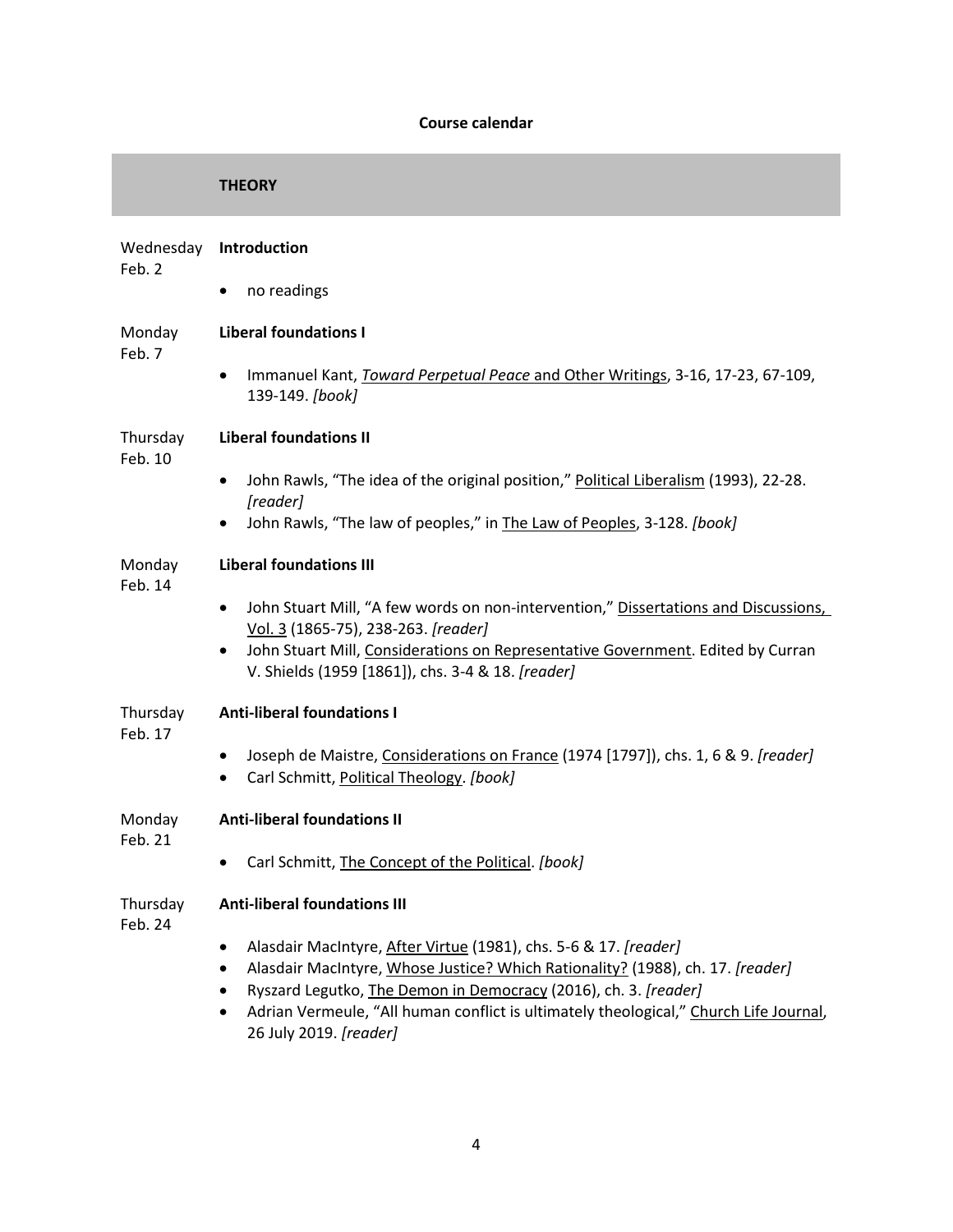## Course calendar

### THEORY

**Wednesday Feb. 2** — **Introduction**

- no readings

**Monday Feb. 7** — **Liberal foundations I**

- Immanuel Kant, *Toward Perpetual Peace* and Other Writings, 3-16, 17-23, 67-109, 139-149. *[book]*

**Thursday Feb. 10** — **Liberal foundations II**

- John Rawls, "The idea of the original position," Political Liberalism (1993), 22-28. *[reader]*
- John Rawls, "The law of peoples," in The Law of Peoples, 3-128. *[book]*

**Monday Feb. 14** — **Liberal foundations III**

- John Stuart Mill, "A few words on non-intervention," Dissertations and Discussions, Vol. 3 (1865-75), 238-263. *[reader]*
- John Stuart Mill, Considerations on Representative Government. Edited by Curran V. Shields (1959 [1861]), chs. 3-4 & 18. *[reader]*

**Thursday Feb. 17** — **Anti-liberal foundations I**

- Joseph de Maistre, Considerations on France (1974 [1797]), chs. 1, 6 & 9. *[reader]*
- Carl Schmitt, Political Theology. *[book]*

**Monday Feb. 21** — **Anti-liberal foundations II**

- Carl Schmitt, The Concept of the Political. *[book]*

**Thursday Feb. 24** — **Anti-liberal foundations III**

- Alasdair MacIntyre, After Virtue (1981), chs. 5-6 & 17. *[reader]*
- Alasdair MacIntyre, Whose Justice? Which Rationality? (1988), ch. 17. *[reader]*
- Ryszard Legutko, The Demon in Democracy (2016), ch. 3. *[reader]*
- Adrian Vermeule, "All human conflict is ultimately theological," Church Life Journal, 26 July 2019. *[reader]*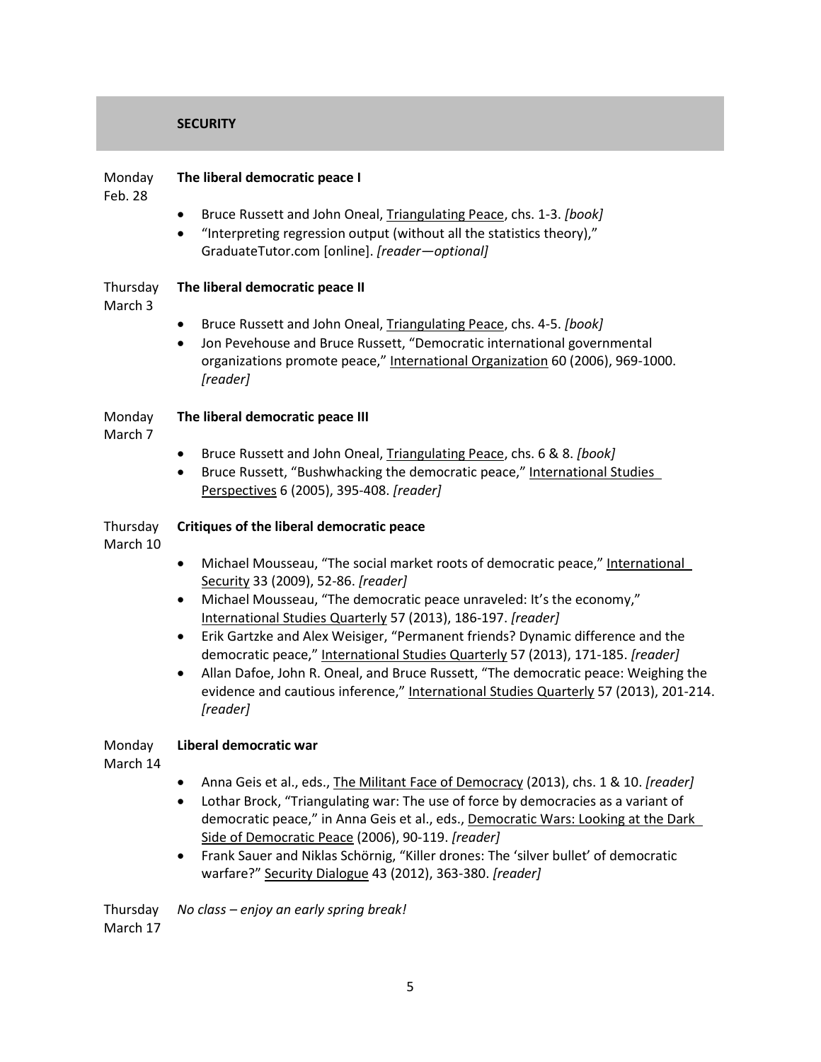## SECURITY

**Monday Feb. 28 — The liberal democratic peace I**

- Bruce Russett and John Oneal, Triangulating Peace, chs. 1-3. *[book]*
- "Interpreting regression output (without all the statistics theory)," GraduateTutor.com [online]. *[reader—optional]*

**Thursday March 3 — The liberal democratic peace II**

- Bruce Russett and John Oneal, Triangulating Peace, chs. 4-5. *[book]*
- Jon Pevehouse and Bruce Russett, "Democratic international governmental organizations promote peace," International Organization 60 (2006), 969-1000. *[reader]*

**Monday March 7 — The liberal democratic peace III**

- Bruce Russett and John Oneal, Triangulating Peace, chs. 6 & 8. *[book]*
- Bruce Russett, "Bushwhacking the democratic peace," International Studies Perspectives 6 (2005), 395-408. *[reader]*

**Thursday March 10 — Critiques of the liberal democratic peace**

- Michael Mousseau, "The social market roots of democratic peace," International Security 33 (2009), 52-86. *[reader]*
- Michael Mousseau, "The democratic peace unraveled: It's the economy," International Studies Quarterly 57 (2013), 186-197. *[reader]*
- Erik Gartzke and Alex Weisiger, "Permanent friends? Dynamic difference and the democratic peace," International Studies Quarterly 57 (2013), 171-185. *[reader]*
- Allan Dafoe, John R. Oneal, and Bruce Russett, "The democratic peace: Weighing the evidence and cautious inference," International Studies Quarterly 57 (2013), 201-214. *[reader]*

**Monday March 14 — Liberal democratic war**

- Anna Geis et al., eds., The Militant Face of Democracy (2013), chs. 1 & 10. *[reader]*
- Lothar Brock, "Triangulating war: The use of force by democracies as a variant of democratic peace," in Anna Geis et al., eds., Democratic Wars: Looking at the Dark Side of Democratic Peace (2006), 90-119. *[reader]*
- Frank Sauer and Niklas Schörnig, "Killer drones: The 'silver bullet' of democratic warfare?" Security Dialogue 43 (2012), 363-380. *[reader]*

**Thursday March 17** — *No class – enjoy an early spring break!*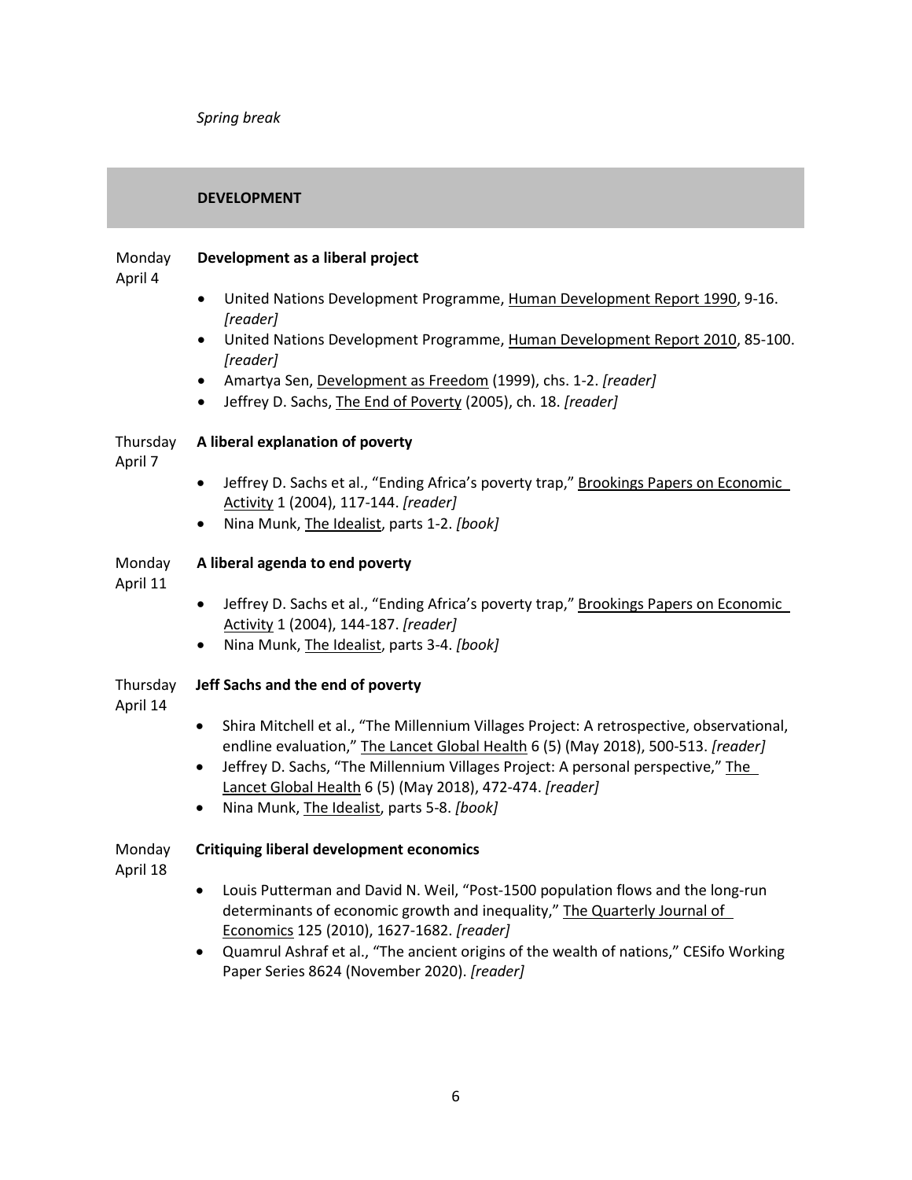*Spring break*

## DEVELOPMENT

Monday April 4 — **Development as a liberal project**

- United Nations Development Programme, Human Development Report 1990, 9-16. *[reader]*
- United Nations Development Programme, Human Development Report 2010, 85-100. *[reader]*
- Amartya Sen, Development as Freedom (1999), chs. 1-2. *[reader]*
- Jeffrey D. Sachs, The End of Poverty (2005), ch. 18. *[reader]*

Thursday April 7 — **A liberal explanation of poverty**

- Jeffrey D. Sachs et al., "Ending Africa's poverty trap," Brookings Papers on Economic Activity 1 (2004), 117-144. *[reader]*
- Nina Munk, The Idealist, parts 1-2. *[book]*

Monday April 11 — **A liberal agenda to end poverty**

- Jeffrey D. Sachs et al., "Ending Africa's poverty trap," Brookings Papers on Economic Activity 1 (2004), 144-187. *[reader]*
- Nina Munk, The Idealist, parts 3-4. *[book]*

Thursday April 14 — **Jeff Sachs and the end of poverty**

- Shira Mitchell et al., "The Millennium Villages Project: A retrospective, observational, endline evaluation," The Lancet Global Health 6 (5) (May 2018), 500-513. *[reader]*
- Jeffrey D. Sachs, "The Millennium Villages Project: A personal perspective," The Lancet Global Health 6 (5) (May 2018), 472-474. *[reader]*
- Nina Munk, The Idealist, parts 5-8. *[book]*

Monday April 18 — **Critiquing liberal development economics**

- Louis Putterman and David N. Weil, "Post-1500 population flows and the long-run determinants of economic growth and inequality," The Quarterly Journal of Economics 125 (2010), 1627-1682. *[reader]*
- Quamrul Ashraf et al., "The ancient origins of the wealth of nations," CESifo Working Paper Series 8624 (November 2020). *[reader]*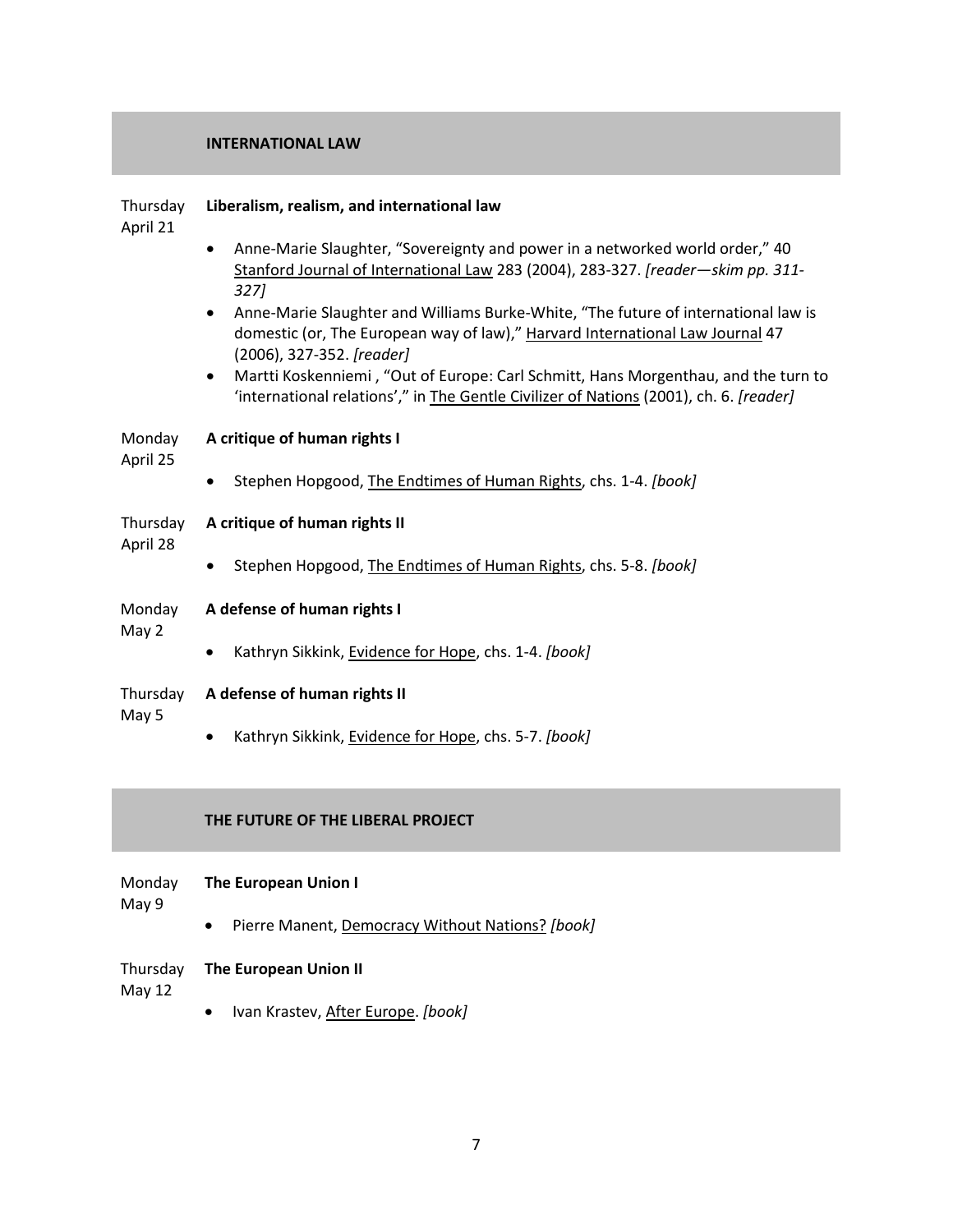## INTERNATIONAL LAW

**Thursday April 21** — **Liberalism, realism, and international law**

- Anne-Marie Slaughter, "Sovereignty and power in a networked world order," 40 Stanford Journal of International Law 283 (2004), 283-327. *[reader—skim pp. 311-327]*
- Anne-Marie Slaughter and Williams Burke-White, "The future of international law is domestic (or, The European way of law)," Harvard International Law Journal 47 (2006), 327-352. *[reader]*
- Martti Koskenniemi , "Out of Europe: Carl Schmitt, Hans Morgenthau, and the turn to 'international relations'," in The Gentle Civilizer of Nations (2001), ch. 6. *[reader]*

**Monday April 25** — **A critique of human rights I**

- Stephen Hopgood, The Endtimes of Human Rights, chs. 1-4. *[book]*

**Thursday April 28** — **A critique of human rights II**

- Stephen Hopgood, The Endtimes of Human Rights, chs. 5-8. *[book]*

**Monday May 2** — **A defense of human rights I**

- Kathryn Sikkink, Evidence for Hope, chs. 1-4. *[book]*

**Thursday May 5** — **A defense of human rights II**

- Kathryn Sikkink, Evidence for Hope, chs. 5-7. *[book]*

## THE FUTURE OF THE LIBERAL PROJECT

**Monday May 9** — **The European Union I**

- Pierre Manent, Democracy Without Nations? *[book]*

**Thursday May 12** — **The European Union II**

- Ivan Krastev, After Europe. *[book]*